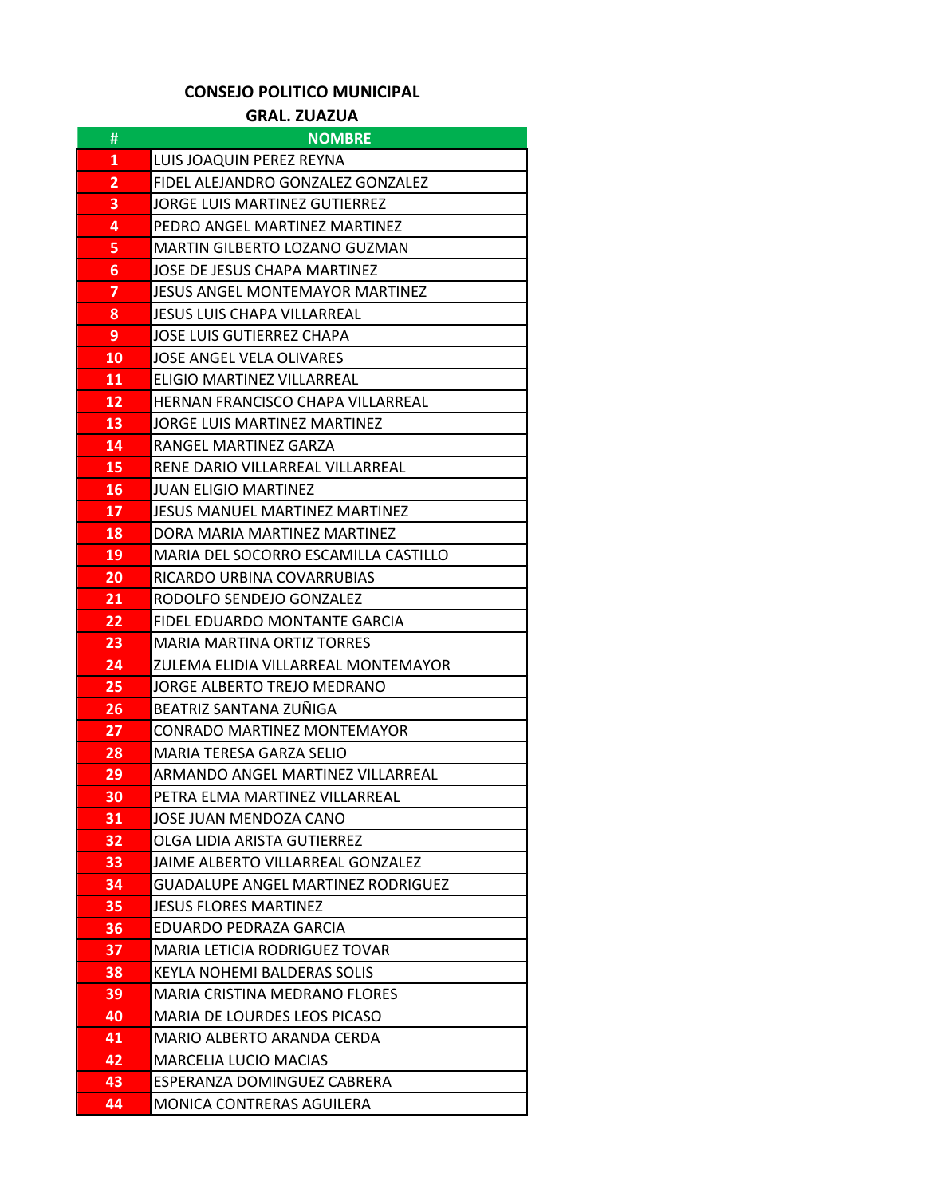**CONSEJO POLITICO MUNICIPAL**

**GRAL. ZUAZUA**

| # | NOMBRE |
|---|---|
| 1 | LUIS JOAQUIN PEREZ REYNA |
| 2 | FIDEL ALEJANDRO GONZALEZ GONZALEZ |
| 3 | JORGE LUIS MARTINEZ GUTIERREZ |
| 4 | PEDRO ANGEL MARTINEZ MARTINEZ |
| 5 | MARTIN GILBERTO LOZANO GUZMAN |
| 6 | JOSE DE JESUS CHAPA MARTINEZ |
| 7 | JESUS ANGEL MONTEMAYOR MARTINEZ |
| 8 | JESUS LUIS CHAPA VILLARREAL |
| 9 | JOSE LUIS GUTIERREZ CHAPA |
| 10 | JOSE ANGEL VELA OLIVARES |
| 11 | ELIGIO MARTINEZ VILLARREAL |
| 12 | HERNAN FRANCISCO CHAPA VILLARREAL |
| 13 | JORGE LUIS MARTINEZ MARTINEZ |
| 14 | RANGEL MARTINEZ GARZA |
| 15 | RENE DARIO VILLARREAL VILLARREAL |
| 16 | JUAN ELIGIO MARTINEZ |
| 17 | JESUS MANUEL MARTINEZ MARTINEZ |
| 18 | DORA MARIA MARTINEZ MARTINEZ |
| 19 | MARIA DEL SOCORRO ESCAMILLA CASTILLO |
| 20 | RICARDO URBINA COVARRUBIAS |
| 21 | RODOLFO SENDEJO GONZALEZ |
| 22 | FIDEL EDUARDO MONTANTE GARCIA |
| 23 | MARIA MARTINA ORTIZ TORRES |
| 24 | ZULEMA ELIDIA VILLARREAL MONTEMAYOR |
| 25 | JORGE ALBERTO TREJO MEDRANO |
| 26 | BEATRIZ SANTANA ZUÑIGA |
| 27 | CONRADO MARTINEZ MONTEMAYOR |
| 28 | MARIA TERESA GARZA SELIO |
| 29 | ARMANDO ANGEL MARTINEZ VILLARREAL |
| 30 | PETRA ELMA MARTINEZ VILLARREAL |
| 31 | JOSE JUAN MENDOZA CANO |
| 32 | OLGA LIDIA ARISTA GUTIERREZ |
| 33 | JAIME ALBERTO VILLARREAL GONZALEZ |
| 34 | GUADALUPE ANGEL MARTINEZ RODRIGUEZ |
| 35 | JESUS FLORES MARTINEZ |
| 36 | EDUARDO PEDRAZA GARCIA |
| 37 | MARIA LETICIA RODRIGUEZ TOVAR |
| 38 | KEYLA NOHEMI BALDERAS SOLIS |
| 39 | MARIA CRISTINA MEDRANO FLORES |
| 40 | MARIA DE LOURDES LEOS PICASO |
| 41 | MARIO ALBERTO ARANDA CERDA |
| 42 | MARCELIA LUCIO MACIAS |
| 43 | ESPERANZA DOMINGUEZ CABRERA |
| 44 | MONICA CONTRERAS AGUILERA |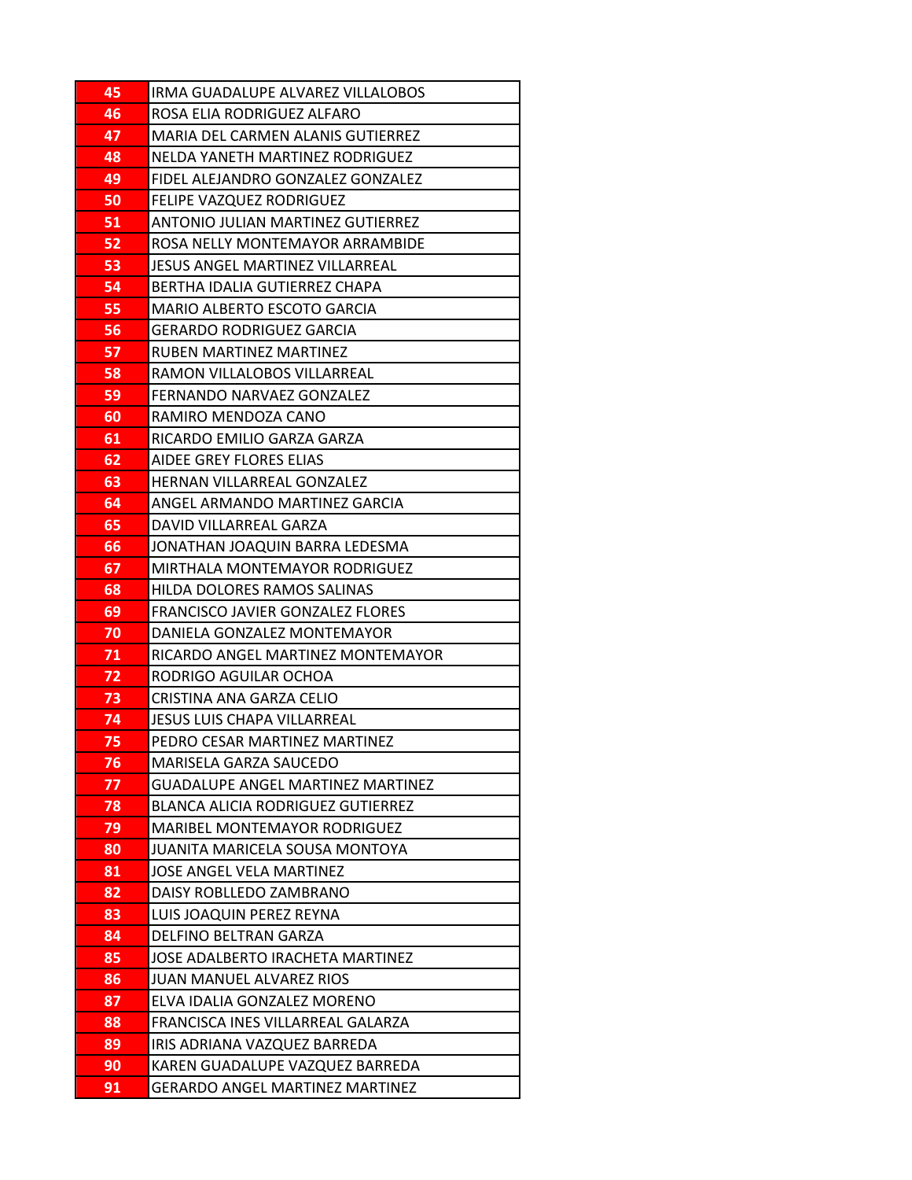| | |
|---|---|
| 45 | IRMA GUADALUPE ALVAREZ VILLALOBOS |
| 46 | ROSA ELIA RODRIGUEZ ALFARO |
| 47 | MARIA DEL CARMEN ALANIS GUTIERREZ |
| 48 | NELDA YANETH MARTINEZ RODRIGUEZ |
| 49 | FIDEL ALEJANDRO GONZALEZ GONZALEZ |
| 50 | FELIPE VAZQUEZ RODRIGUEZ |
| 51 | ANTONIO JULIAN MARTINEZ GUTIERREZ |
| 52 | ROSA NELLY MONTEMAYOR ARRAMBIDE |
| 53 | JESUS ANGEL MARTINEZ VILLARREAL |
| 54 | BERTHA IDALIA GUTIERREZ CHAPA |
| 55 | MARIO ALBERTO ESCOTO GARCIA |
| 56 | GERARDO RODRIGUEZ GARCIA |
| 57 | RUBEN MARTINEZ MARTINEZ |
| 58 | RAMON VILLALOBOS VILLARREAL |
| 59 | FERNANDO NARVAEZ GONZALEZ |
| 60 | RAMIRO MENDOZA CANO |
| 61 | RICARDO EMILIO GARZA GARZA |
| 62 | AIDEE GREY FLORES ELIAS |
| 63 | HERNAN VILLARREAL GONZALEZ |
| 64 | ANGEL ARMANDO MARTINEZ GARCIA |
| 65 | DAVID VILLARREAL GARZA |
| 66 | JONATHAN JOAQUIN BARRA LEDESMA |
| 67 | MIRTHALA MONTEMAYOR RODRIGUEZ |
| 68 | HILDA DOLORES RAMOS SALINAS |
| 69 | FRANCISCO JAVIER GONZALEZ FLORES |
| 70 | DANIELA GONZALEZ MONTEMAYOR |
| 71 | RICARDO ANGEL MARTINEZ MONTEMAYOR |
| 72 | RODRIGO AGUILAR OCHOA |
| 73 | CRISTINA ANA GARZA CELIO |
| 74 | JESUS LUIS CHAPA VILLARREAL |
| 75 | PEDRO CESAR MARTINEZ MARTINEZ |
| 76 | MARISELA GARZA SAUCEDO |
| 77 | GUADALUPE ANGEL MARTINEZ MARTINEZ |
| 78 | BLANCA ALICIA RODRIGUEZ GUTIERREZ |
| 79 | MARIBEL MONTEMAYOR RODRIGUEZ |
| 80 | JUANITA MARICELA SOUSA MONTOYA |
| 81 | JOSE ANGEL VELA MARTINEZ |
| 82 | DAISY ROBLLEDO ZAMBRANO |
| 83 | LUIS JOAQUIN PEREZ REYNA |
| 84 | DELFINO BELTRAN GARZA |
| 85 | JOSE ADALBERTO IRACHETA MARTINEZ |
| 86 | JUAN MANUEL ALVAREZ RIOS |
| 87 | ELVA IDALIA GONZALEZ MORENO |
| 88 | FRANCISCA INES VILLARREAL GALARZA |
| 89 | IRIS ADRIANA VAZQUEZ BARREDA |
| 90 | KAREN GUADALUPE VAZQUEZ BARREDA |
| 91 | GERARDO ANGEL MARTINEZ MARTINEZ |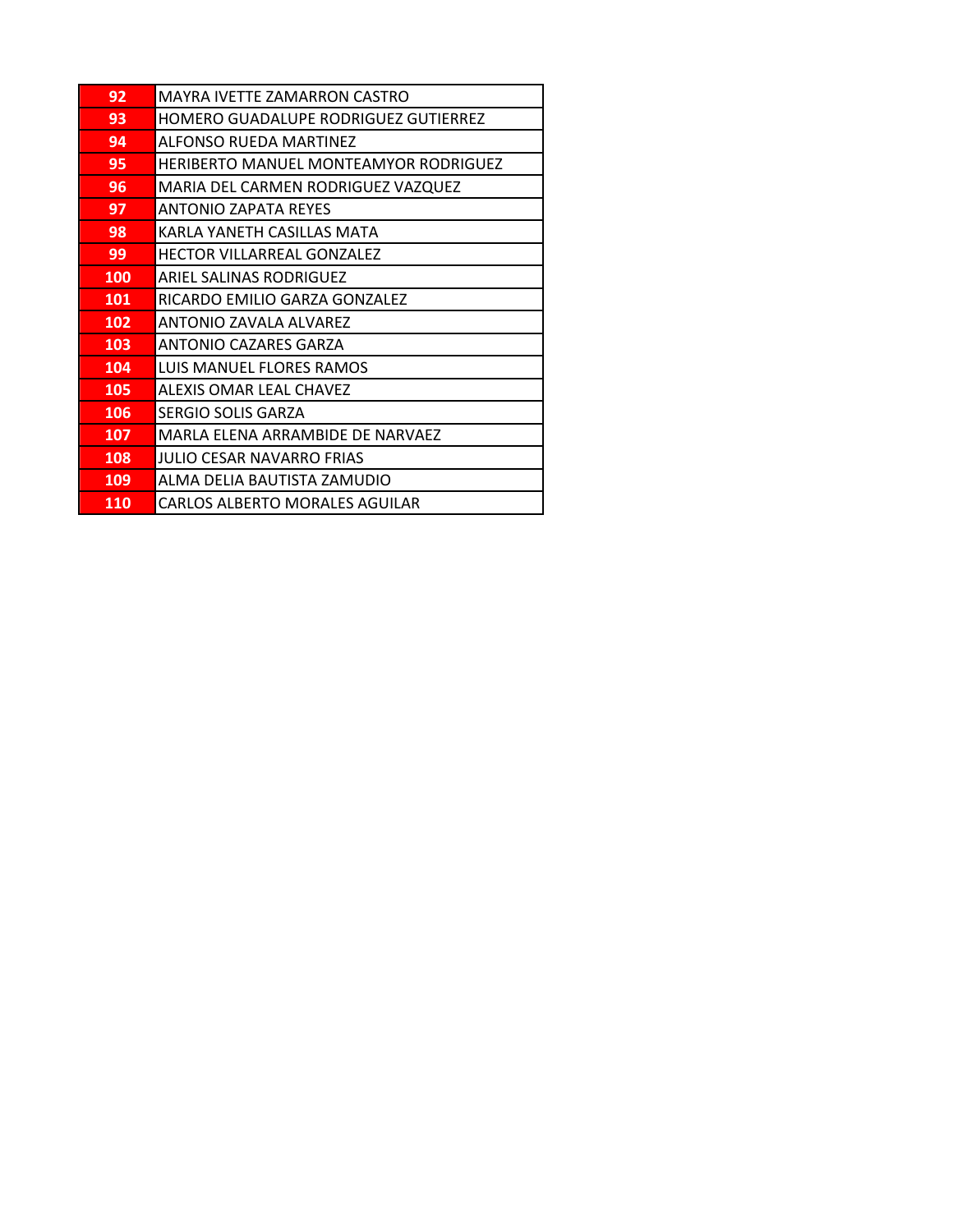| | |
|---|---|
| 92 | MAYRA IVETTE ZAMARRON CASTRO |
| 93 | HOMERO GUADALUPE RODRIGUEZ GUTIERREZ |
| 94 | ALFONSO RUEDA MARTINEZ |
| 95 | HERIBERTO MANUEL MONTEAMYOR RODRIGUEZ |
| 96 | MARIA DEL CARMEN RODRIGUEZ VAZQUEZ |
| 97 | ANTONIO ZAPATA REYES |
| 98 | KARLA YANETH CASILLAS MATA |
| 99 | HECTOR VILLARREAL GONZALEZ |
| 100 | ARIEL SALINAS RODRIGUEZ |
| 101 | RICARDO EMILIO GARZA GONZALEZ |
| 102 | ANTONIO ZAVALA ALVAREZ |
| 103 | ANTONIO CAZARES GARZA |
| 104 | LUIS MANUEL FLORES RAMOS |
| 105 | ALEXIS OMAR LEAL CHAVEZ |
| 106 | SERGIO SOLIS GARZA |
| 107 | MARLA ELENA ARRAMBIDE DE NARVAEZ |
| 108 | JULIO CESAR NAVARRO FRIAS |
| 109 | ALMA DELIA BAUTISTA ZAMUDIO |
| 110 | CARLOS ALBERTO MORALES AGUILAR |